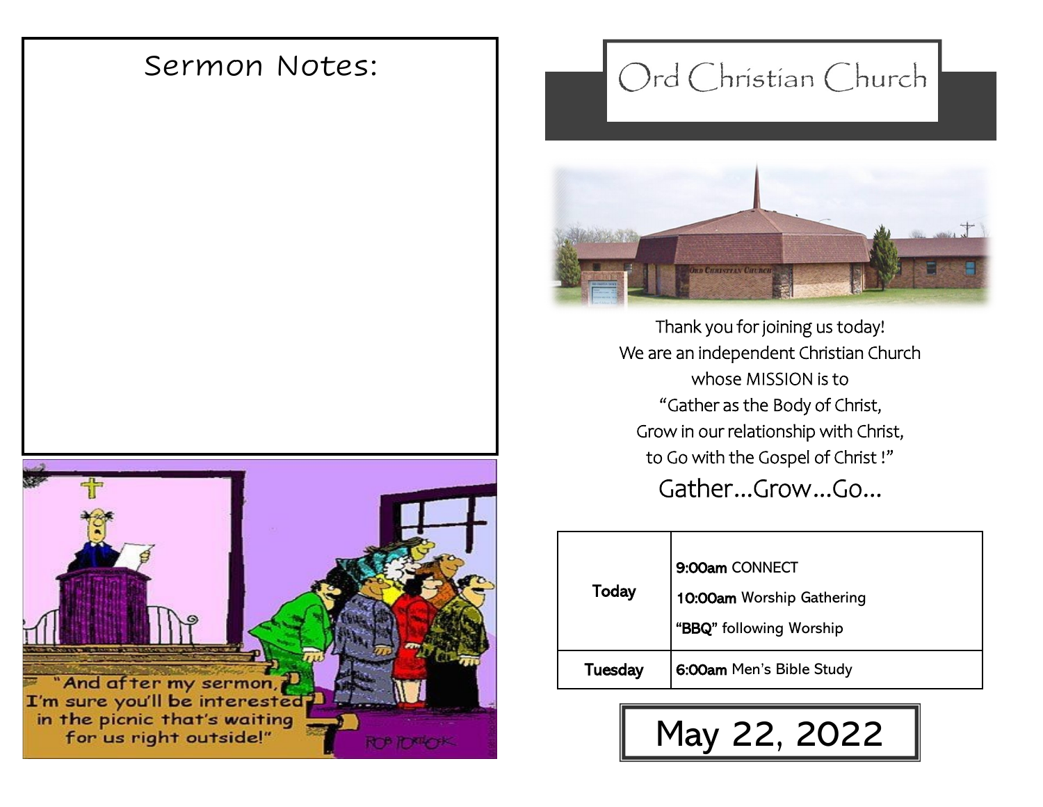## Sermon Notes:

# Ord Christian Church

Thank you for joining us today!
We are an independent Christian Church
whose MISSION is to
"Gather as the Body of Christ,
Grow in our relationship with Christ,
to Go with the Gospel of Christ !"

### Gather...Grow...Go...

| | |
|---|---|
| **Today** | **9:00am** CONNECT<br>**10:00am** Worship Gathering<br>**"BBQ"** following Worship |
| **Tuesday** | **6:00am** Men's Bible Study |

## May 22, 2022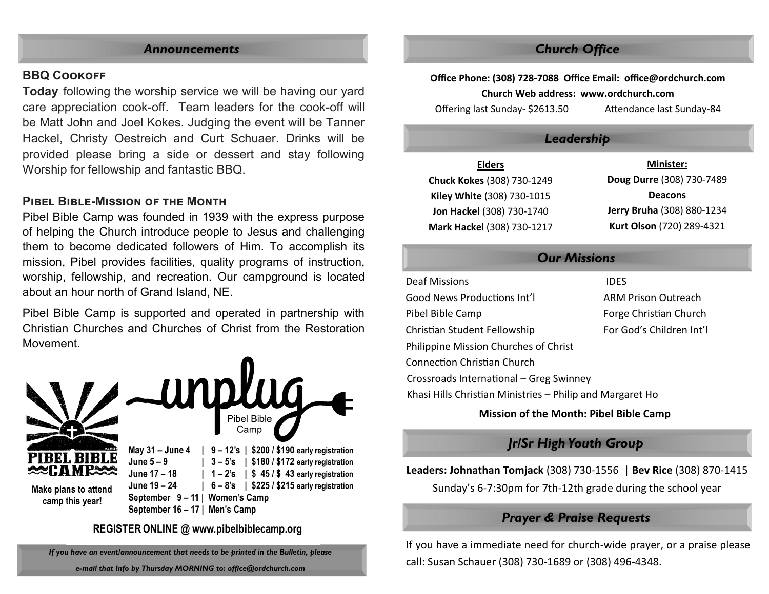## Announcements

### BBQ Cookoff

**Today** following the worship service we will be having our yard care appreciation cook-off. Team leaders for the cook-off will be Matt John and Joel Kokes. Judging the event will be Tanner Hackel, Christy Oestreich and Curt Schuaer. Drinks will be provided please bring a side or dessert and stay following Worship for fellowship and fantastic BBQ.

### Pibel Bible-Mission of the Month

Pibel Bible Camp was founded in 1939 with the express purpose of helping the Church introduce people to Jesus and challenging them to become dedicated followers of Him. To accomplish its mission, Pibel provides facilities, quality programs of instruction, worship, fellowship, and recreation. Our campground is located about an hour north of Grand Island, NE.

Pibel Bible Camp is supported and operated in partnership with Christian Churches and Churches of Christ from the Restoration Movement.

PIBEL BIBLE CAMP

Make plans to attend camp this year!

unplug
Pibel Bible Camp

| | | |
|---|---|---|
| May 31 – June 4 | 9 – 12's | $200 / $190 early registration |
| June 5 – 9 | 3 – 5's | $180 / $172 early registration |
| June 17 – 18 | 1 – 2's | $ 45 / $ 43 early registration |
| June 19 – 24 | 6 – 8's | $225 / $215 early registration |
| September 9 – 11 | Women's Camp | |
| September 16 – 17 | Men's Camp | |

**REGISTER ONLINE @ www.pibelbiblecamp.org**

*If you have an event/announcement that needs to be printed in the Bulletin, please e-mail that Info by Thursday MORNING to: office@ordchurch.com*

## Church Office

**Office Phone: (308) 728-7088 Office Email: office@ordchurch.com**

**Church Web address: www.ordchurch.com**

Offering last Sunday- $2613.50 Attendance last Sunday-84

## Leadership

**Elders**

**Chuck Kokes** (308) 730-1249
**Kiley White** (308) 730-1015
**Jon Hackel** (308) 730-1740
**Mark Hackel** (308) 730-1217

**Minister:**

**Doug Durre** (308) 730-7489

**Deacons**

**Jerry Bruha** (308) 880-1234
**Kurt Olson** (720) 289-4321

## Our Missions

- Deaf Missions
- IDES
- Good News Productions Int'l
- ARM Prison Outreach
- Pibel Bible Camp
- Forge Christian Church
- Christian Student Fellowship
- For God's Children Int'l
- Philippine Mission Churches of Christ
- Connection Christian Church
- Crossroads International – Greg Swinney
- Khasi Hills Christian Ministries – Philip and Margaret Ho

**Mission of the Month: Pibel Bible Camp**

## Jr/Sr High Youth Group

**Leaders: Johnathan Tomjack** (308) 730-1556 | **Bev Rice** (308) 870-1415

Sunday's 6-7:30pm for 7th-12th grade during the school year

## Prayer & Praise Requests

If you have a immediate need for church-wide prayer, or a praise please call: Susan Schauer (308) 730-1689 or (308) 496-4348.